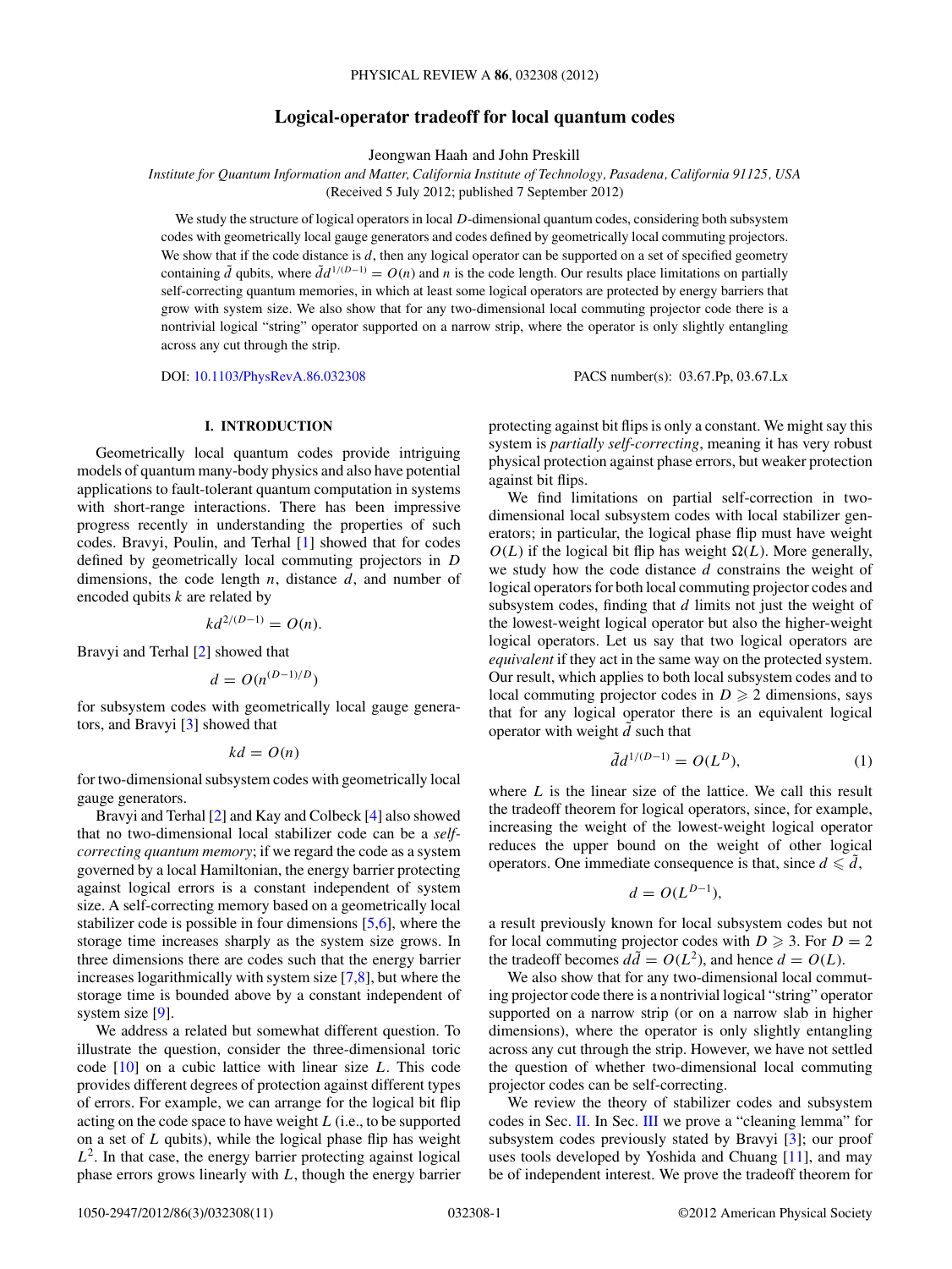# Logical-operator tradeoff for local quantum codes

Jeongwan Haah and John Preskill

*Institute for Quantum Information and Matter, California Institute of Technology, Pasadena, California 91125, USA*

(Received 5 July 2012; published 7 September 2012)

We study the structure of logical operators in local $D$-dimensional quantum codes, considering both subsystem codes with geometrically local gauge generators and codes defined by geometrically local commuting projectors. We show that if the code distance is $d$, then any logical operator can be supported on a set of specified geometry containing $\tilde{d}$ qubits, where $\tilde{d}d^{1/(D-1)} = O(n)$ and $n$ is the code length. Our results place limitations on partially self-correcting quantum memories, in which at least some logical operators are protected by energy barriers that grow with system size. We also show that for any two-dimensional local commuting projector code there is a nontrivial logical "string" operator supported on a narrow strip, where the operator is only slightly entangling across any cut through the strip.

DOI: 10.1103/PhysRevA.86.032308 PACS number(s): 03.67.Pp, 03.67.Lx

## I. INTRODUCTION

Geometrically local quantum codes provide intriguing models of quantum many-body physics and also have potential applications to fault-tolerant quantum computation in systems with short-range interactions. There has been impressive progress recently in understanding the properties of such codes. Bravyi, Poulin, and Terhal [1] showed that for codes defined by geometrically local commuting projectors in $D$ dimensions, the code length $n$, distance $d$, and number of encoded qubits $k$ are related by

$$kd^{2/(D-1)} = O(n).$$

Bravyi and Terhal [2] showed that

$$d = O(n^{(D-1)/D})$$

for subsystem codes with geometrically local gauge generators, and Bravyi [3] showed that

$$kd = O(n)$$

for two-dimensional subsystem codes with geometrically local gauge generators.

Bravyi and Terhal [2] and Kay and Colbeck [4] also showed that no two-dimensional local stabilizer code can be a *self-correcting quantum memory*; if we regard the code as a system governed by a local Hamiltonian, the energy barrier protecting against logical errors is a constant independent of system size. A self-correcting memory based on a geometrically local stabilizer code is possible in four dimensions [5,6], where the storage time increases sharply as the system size grows. In three dimensions there are codes such that the energy barrier increases logarithmically with system size [7,8], but where the storage time is bounded above by a constant independent of system size [9].

We address a related but somewhat different question. To illustrate the question, consider the three-dimensional toric code [10] on a cubic lattice with linear size $L$. This code provides different degrees of protection against different types of errors. For example, we can arrange for the logical bit flip acting on the code space to have weight $L$ (i.e., to be supported on a set of $L$ qubits), while the logical phase flip has weight $L^2$. In that case, the energy barrier protecting against logical phase errors grows linearly with $L$, though the energy barrier protecting against bit flips is only a constant. We might say this system is *partially self-correcting*, meaning it has very robust physical protection against phase errors, but weaker protection against bit flips.

We find limitations on partial self-correction in two-dimensional local subsystem codes with local stabilizer generators; in particular, the logical phase flip must have weight $O(L)$ if the logical bit flip has weight $\Omega(L)$. More generally, we study how the code distance $d$ constrains the weight of logical operators for both local commuting projector codes and subsystem codes, finding that $d$ limits not just the weight of the lowest-weight logical operator but also the higher-weight logical operators. Let us say that two logical operators are *equivalent* if they act in the same way on the protected system. Our result, which applies to both local subsystem codes and to local commuting projector codes in $D \geqslant 2$ dimensions, says that for any logical operator there is an equivalent logical operator with weight $\tilde{d}$ such that

$$\tilde{d}d^{1/(D-1)} = O(L^D), \tag{1}$$

where $L$ is the linear size of the lattice. We call this result the tradeoff theorem for logical operators, since, for example, increasing the weight of the lowest-weight logical operator reduces the upper bound on the weight of other logical operators. One immediate consequence is that, since $d \leqslant \tilde{d}$,

$$d = O(L^{D-1}),$$

a result previously known for local subsystem codes but not for local commuting projector codes with $D \geqslant 3$. For $D = 2$ the tradeoff becomes $d\tilde{d} = O(L^2)$, and hence $d = O(L)$.

We also show that for any two-dimensional local commuting projector code there is a nontrivial logical "string" operator supported on a narrow strip (or on a narrow slab in higher dimensions), where the operator is only slightly entangling across any cut through the strip. However, we have not settled the question of whether two-dimensional local commuting projector codes can be self-correcting.

We review the theory of stabilizer codes and subsystem codes in Sec. II. In Sec. III we prove a "cleaning lemma" for subsystem codes previously stated by Bravyi [3]; our proof uses tools developed by Yoshida and Chuang [11], and may be of independent interest. We prove the tradeoff theorem for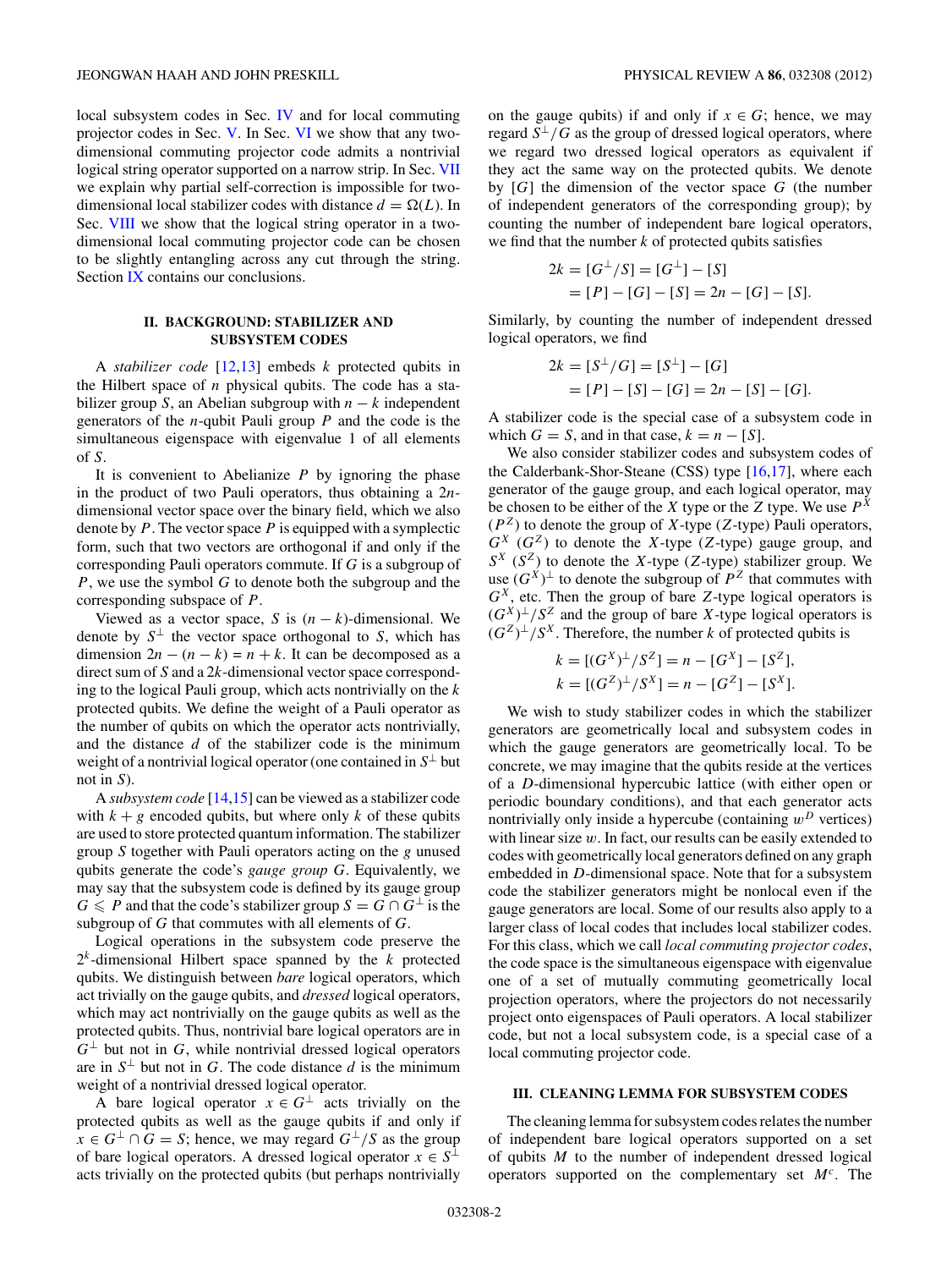local subsystem codes in Sec. IV and for local commuting projector codes in Sec. V. In Sec. VI we show that any two-dimensional commuting projector code admits a nontrivial logical string operator supported on a narrow strip. In Sec. VII we explain why partial self-correction is impossible for two-dimensional local stabilizer codes with distance $d = \Omega(L)$. In Sec. VIII we show that the logical string operator in a two-dimensional local commuting projector code can be chosen to be slightly entangling across any cut through the string. Section IX contains our conclusions.

## II. BACKGROUND: STABILIZER AND SUBSYSTEM CODES

A *stabilizer code* [12,13] embeds $k$ protected qubits in the Hilbert space of $n$ physical qubits. The code has a stabilizer group $S$, an Abelian subgroup with $n-k$ independent generators of the $n$-qubit Pauli group $P$ and the code is the simultaneous eigenspace with eigenvalue 1 of all elements of $S$.

It is convenient to Abelianize $P$ by ignoring the phase in the product of two Pauli operators, thus obtaining a $2n$-dimensional vector space over the binary field, which we also denote by $P$. The vector space $P$ is equipped with a symplectic form, such that two vectors are orthogonal if and only if the corresponding Pauli operators commute. If $G$ is a subgroup of $P$, we use the symbol $G$ to denote both the subgroup and the corresponding subspace of $P$.

Viewed as a vector space, $S$ is $(n-k)$-dimensional. We denote by $S^\perp$ the vector space orthogonal to $S$, which has dimension $2n-(n-k) = n+k$. It can be decomposed as a direct sum of $S$ and a $2k$-dimensional vector space corresponding to the logical Pauli group, which acts nontrivially on the $k$ protected qubits. We define the weight of a Pauli operator as the number of qubits on which the operator acts nontrivially, and the distance $d$ of the stabilizer code is the minimum weight of a nontrivial logical operator (one contained in $S^\perp$ but not in $S$).

A *subsystem code* [14,15] can be viewed as a stabilizer code with $k+g$ encoded qubits, but where only $k$ of these qubits are used to store protected quantum information. The stabilizer group $S$ together with Pauli operators acting on the $g$ unused qubits generate the code's *gauge group* $G$. Equivalently, we may say that the subsystem code is defined by its gauge group $G \leqslant P$ and that the code's stabilizer group $S = G \cap G^\perp$ is the subgroup of $G$ that commutes with all elements of $G$.

Logical operations in the subsystem code preserve the $2^k$-dimensional Hilbert space spanned by the $k$ protected qubits. We distinguish between *bare* logical operators, which act trivially on the gauge qubits, and *dressed* logical operators, which may act nontrivially on the gauge qubits as well as the protected qubits. Thus, nontrivial bare logical operators are in $G^\perp$ but not in $G$, while nontrivial dressed logical operators are in $S^\perp$ but not in $G$. The code distance $d$ is the minimum weight of a nontrivial dressed logical operator.

A bare logical operator $x \in G^\perp$ acts trivially on the protected qubits as well as the gauge qubits if and only if $x \in G^\perp \cap G = S$; hence, we may regard $G^\perp/S$ as the group of bare logical operators. A dressed logical operator $x \in S^\perp$ acts trivially on the protected qubits (but perhaps nontrivially on the gauge qubits) if and only if $x \in G$; hence, we may regard $S^\perp/G$ as the group of dressed logical operators, where we regard two dressed logical operators as equivalent if they act the same way on the protected qubits. We denote by $[G]$ the dimension of the vector space $G$ (the number of independent generators of the corresponding group); by counting the number of independent bare logical operators, we find that the number $k$ of protected qubits satisfies

$$
\begin{aligned}
2k &= [G^\perp/S] = [G^\perp] - [S] \\
&= [P] - [G] - [S] = 2n - [G] - [S].
\end{aligned}
$$

Similarly, by counting the number of independent dressed logical operators, we find

$$
\begin{aligned}
2k &= [S^\perp/G] = [S^\perp] - [G] \\
&= [P] - [S] - [G] = 2n - [S] - [G].
\end{aligned}
$$

A stabilizer code is the special case of a subsystem code in which $G = S$, and in that case, $k = n - [S]$.

We also consider stabilizer codes and subsystem codes of the Calderbank-Shor-Steane (CSS) type [16,17], where each generator of the gauge group, and each logical operator, may be chosen to be either of the $X$ type or the $Z$ type. We use $P^X$ ($P^Z$) to denote the group of $X$-type ($Z$-type) Pauli operators, $G^X$ ($G^Z$) to denote the $X$-type ($Z$-type) gauge group, and $S^X$ ($S^Z$) to denote the $X$-type ($Z$-type) stabilizer group. We use $(G^X)^\perp$ to denote the subgroup of $P^Z$ that commutes with $G^X$, etc. Then the group of bare $Z$-type logical operators is $(G^X)^\perp/S^Z$ and the group of bare $X$-type logical operators is $(G^Z)^\perp/S^X$. Therefore, the number $k$ of protected qubits is

$$
\begin{aligned}
k &= [(G^X)^\perp/S^Z] = n - [G^X] - [S^Z], \\
k &= [(G^Z)^\perp/S^X] = n - [G^Z] - [S^X].
\end{aligned}
$$

We wish to study stabilizer codes in which the stabilizer generators are geometrically local and subsystem codes in which the gauge generators are geometrically local. To be concrete, we may imagine that the qubits reside at the vertices of a $D$-dimensional hypercubic lattice (with either open or periodic boundary conditions), and that each generator acts nontrivially only inside a hypercube (containing $w^D$ vertices) with linear size $w$. In fact, our results can be easily extended to codes with geometrically local generators defined on any graph embedded in $D$-dimensional space. Note that for a subsystem code the stabilizer generators might be nonlocal even if the gauge generators are local. Some of our results also apply to a larger class of local codes that includes local stabilizer codes. For this class, which we call *local commuting projector codes*, the code space is the simultaneous eigenspace with eigenvalue one of a set of mutually commuting geometrically local projection operators, where the projectors do not necessarily project onto eigenspaces of Pauli operators. A local stabilizer code, but not a local subsystem code, is a special case of a local commuting projector code.

## III. CLEANING LEMMA FOR SUBSYSTEM CODES

The cleaning lemma for subsystem codes relates the number of independent bare logical operators supported on a set of qubits $M$ to the number of independent dressed logical operators supported on the complementary set $M^c$. The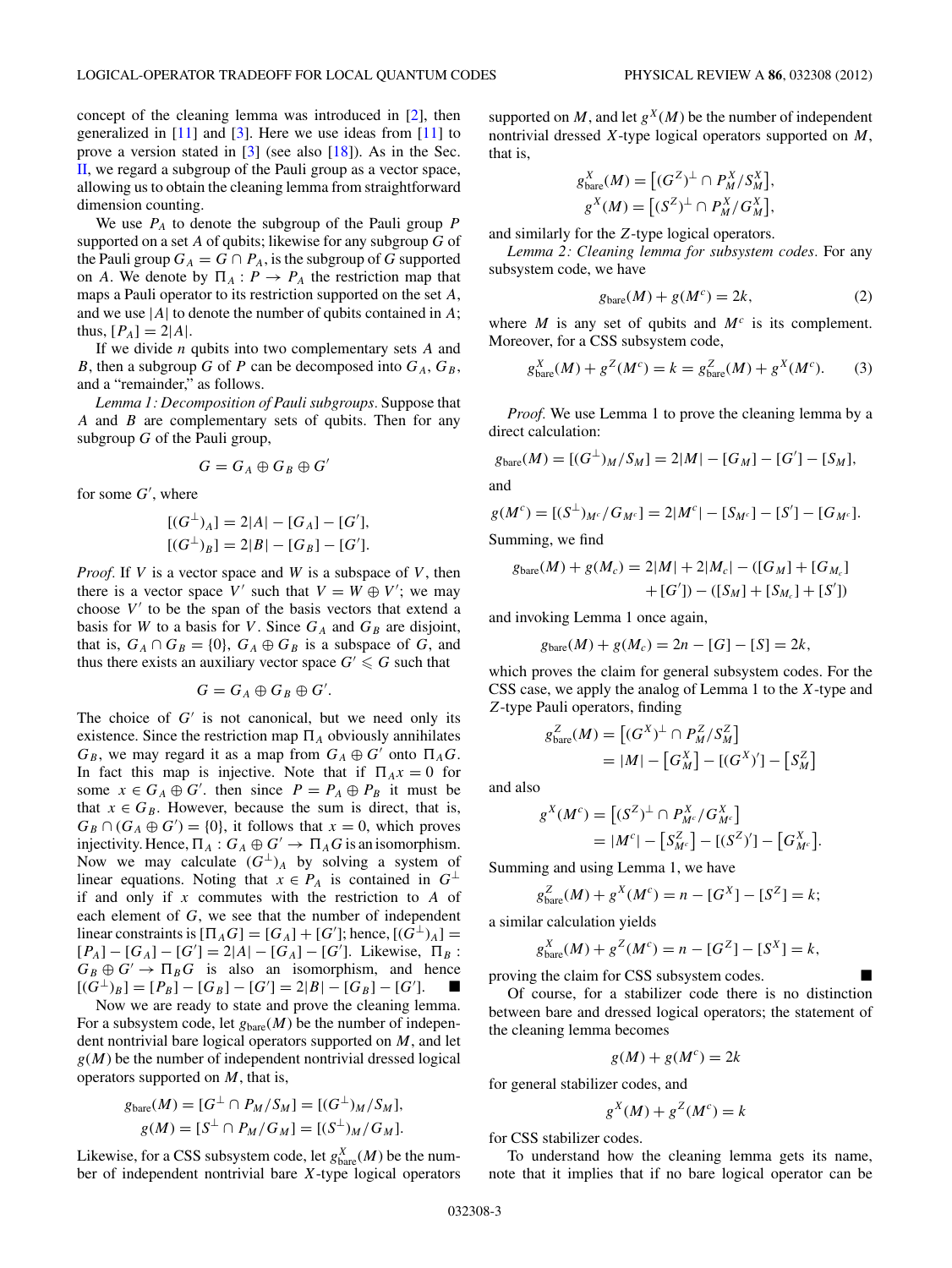concept of the cleaning lemma was introduced in [2], then generalized in [11] and [3]. Here we use ideas from [11] to prove a version stated in [3] (see also [18]). As in the Sec. II, we regard a subgroup of the Pauli group as a vector space, allowing us to obtain the cleaning lemma from straightforward dimension counting.

We use $P_A$ to denote the subgroup of the Pauli group $P$ supported on a set $A$ of qubits; likewise for any subgroup $G$ of the Pauli group $G_A = G \cap P_A$, is the subgroup of $G$ supported on $A$. We denote by $\Pi_A : P \to P_A$ the restriction map that maps a Pauli operator to its restriction supported on the set $A$, and we use $|A|$ to denote the number of qubits contained in $A$; thus, $[P_A] = 2|A|$.

If we divide $n$ qubits into two complementary sets $A$ and $B$, then a subgroup $G$ of $P$ can be decomposed into $G_A$, $G_B$, and a "remainder," as follows.

*Lemma 1: Decomposition of Pauli subgroups.* Suppose that $A$ and $B$ are complementary sets of qubits. Then for any subgroup $G$ of the Pauli group,

$$G = G_A \oplus G_B \oplus G'$$

for some $G'$, where

$$[(G^\perp)_A] = 2|A| - [G_A] - [G'],$$
$$[(G^\perp)_B] = 2|B| - [G_B] - [G'].$$

*Proof.* If $V$ is a vector space and $W$ is a subspace of $V$, then there is a vector space $V'$ such that $V = W \oplus V'$; we may choose $V'$ to be the span of the basis vectors that extend a basis for $W$ to a basis for $V$. Since $G_A$ and $G_B$ are disjoint, that is, $G_A \cap G_B = \{0\}$, $G_A \oplus G_B$ is a subspace of $G$, and thus there exists an auxiliary vector space $G' \leqslant G$ such that

$$G = G_A \oplus G_B \oplus G'.$$

The choice of $G'$ is not canonical, but we need only its existence. Since the restriction map $\Pi_A$ obviously annihilates $G_B$, we may regard it as a map from $G_A \oplus G'$ onto $\Pi_A G$. In fact this map is injective. Note that if $\Pi_A x = 0$ for some $x \in G_A \oplus G'$. then since $P = P_A \oplus P_B$ it must be that $x \in G_B$. However, because the sum is direct, that is, $G_B \cap (G_A \oplus G') = \{0\}$, it follows that $x = 0$, which proves injectivity. Hence, $\Pi_A : G_A \oplus G' \to \Pi_A G$ is an isomorphism. Now we may calculate $(G^\perp)_A$ by solving a system of linear equations. Noting that $x \in P_A$ is contained in $G^\perp$ if and only if $x$ commutes with the restriction to $A$ of each element of $G$, we see that the number of independent linear constraints is $[\Pi_A G] = [G_A] + [G']$; hence, $[(G^\perp)_A] = [P_A] - [G_A] - [G'] = 2|A| - [G_A] - [G']$. Likewise, $\Pi_B : G_B \oplus G' \to \Pi_B G$ is also an isomorphism, and hence $[(G^\perp)_B] = [P_B] - [G_B] - [G'] = 2|B| - [G_B] - [G']$. ■

Now we are ready to state and prove the cleaning lemma. For a subsystem code, let $g_{\text{bare}}(M)$ be the number of independent nontrivial bare logical operators supported on $M$, and let $g(M)$ be the number of independent nontrivial dressed logical operators supported on $M$, that is,

$$g_{\text{bare}}(M) = [G^\perp \cap P_M / S_M] = [(G^\perp)_M / S_M],$$
$$g(M) = [S^\perp \cap P_M / G_M] = [(S^\perp)_M / G_M].$$

Likewise, for a CSS subsystem code, let $g^X_{\text{bare}}(M)$ be the number of independent nontrivial bare $X$-type logical operators supported on $M$, and let $g^X(M)$ be the number of independent nontrivial dressed $X$-type logical operators supported on $M$, that is,

$$g^X_{\text{bare}}(M) = \left[(G^Z)^\perp \cap P^X_M / S^X_M\right],$$
$$g^X(M) = \left[(S^Z)^\perp \cap P^X_M / G^X_M\right],$$

and similarly for the $Z$-type logical operators.

*Lemma 2: Cleaning lemma for subsystem codes.* For any subsystem code, we have

$$g_{\text{bare}}(M) + g(M^c) = 2k, \tag{2}$$

where $M$ is any set of qubits and $M^c$ is its complement. Moreover, for a CSS subsystem code,

$$g^X_{\text{bare}}(M) + g^Z(M^c) = k = g^Z_{\text{bare}}(M) + g^X(M^c). \tag{3}$$

*Proof.* We use Lemma 1 to prove the cleaning lemma by a direct calculation:

$$g_{\text{bare}}(M) = [(G^\perp)_M / S_M] = 2|M| - [G_M] - [G'] - [S_M],$$

and

$$g(M^c) = [(S^\perp)_{M^c} / G_{M^c}] = 2|M^c| - [S_{M^c}] - [S'] - [G_{M^c}].$$

Summing, we find

$$g_{\text{bare}}(M) + g(M_c) = 2|M| + 2|M_c| - ([G_M] + [G_{M_c}] + [G']) - ([S_M] + [S_{M_c}] + [S'])$$

and invoking Lemma 1 once again,

$$g_{\text{bare}}(M) + g(M_c) = 2n - [G] - [S] = 2k,$$

which proves the claim for general subsystem codes. For the CSS case, we apply the analog of Lemma 1 to the $X$-type and $Z$-type Pauli operators, finding

$$g^Z_{\text{bare}}(M) = \left[(G^X)^\perp \cap P^Z_M / S^Z_M\right] = |M| - \left[G^X_M\right] - [(G^X)'] - \left[S^Z_M\right]$$

and also

$$g^X(M^c) = \left[(S^Z)^\perp \cap P^X_{M^c} / G^X_{M^c}\right] = |M^c| - \left[S^Z_{M^c}\right] - [(S^Z)'] - \left[G^X_{M^c}\right].$$

Summing and using Lemma 1, we have

$$g^Z_{\text{bare}}(M) + g^X(M^c) = n - [G^X] - [S^Z] = k;$$

a similar calculation yields

$$g^X_{\text{bare}}(M) + g^Z(M^c) = n - [G^Z] - [S^X] = k,$$

proving the claim for CSS subsystem codes. ■

Of course, for a stabilizer code there is no distinction between bare and dressed logical operators; the statement of the cleaning lemma becomes

$$g(M) + g(M^c) = 2k$$

for general stabilizer codes, and

$$g^X(M) + g^Z(M^c) = k$$

for CSS stabilizer codes.

To understand how the cleaning lemma gets its name, note that it implies that if no bare logical operator can be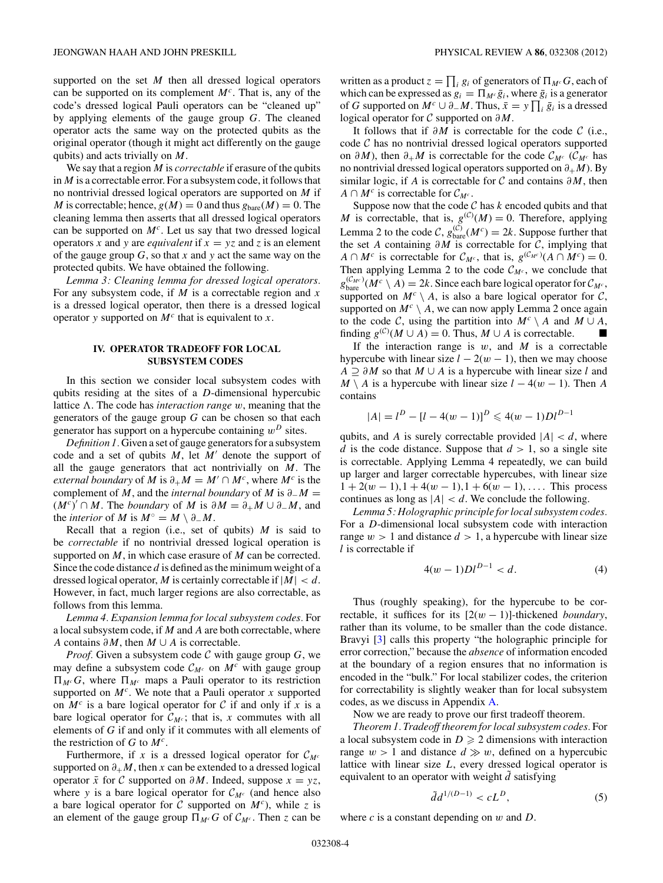supported on the set $M$ then all dressed logical operators can be supported on its complement $M^c$. That is, any of the code's dressed logical Pauli operators can be "cleaned up" by applying elements of the gauge group $G$. The cleaned operator acts the same way on the protected qubits as the original operator (though it might act differently on the gauge qubits) and acts trivially on $M$.

We say that a region $M$ is *correctable* if erasure of the qubits in $M$ is a correctable error. For a subsystem code, it follows that no nontrivial dressed logical operators are supported on $M$ if $M$ is correctable; hence, $g(M) = 0$ and thus $g_{\text{bare}}(M) = 0$. The cleaning lemma then asserts that all dressed logical operators can be supported on $M^c$. Let us say that two dressed logical operators $x$ and $y$ are *equivalent* if $x = yz$ and $z$ is an element of the gauge group $G$, so that $x$ and $y$ act the same way on the protected qubits. We have obtained the following.

*Lemma 3: Cleaning lemma for dressed logical operators.* For any subsystem code, if $M$ is a correctable region and $x$ is a dressed logical operator, then there is a dressed logical operator $y$ supported on $M^c$ that is equivalent to $x$.

## IV. OPERATOR TRADEOFF FOR LOCAL SUBSYSTEM CODES

In this section we consider local subsystem codes with qubits residing at the sites of a $D$-dimensional hypercubic lattice $\Lambda$. The code has *interaction range* $w$, meaning that the generators of the gauge group $G$ can be chosen so that each generator has support on a hypercube containing $w^D$ sites.

*Definition 1.* Given a set of gauge generators for a subsystem code and a set of qubits $M$, let $M'$ denote the support of all the gauge generators that act nontrivially on $M$. The *external boundary* of $M$ is $\partial_+ M = M' \cap M^c$, where $M^c$ is the complement of $M$, and the *internal boundary* of $M$ is $\partial_- M = (M^c)' \cap M$. The *boundary* of $M$ is $\partial M = \partial_+ M \cup \partial_- M$, and the *interior* of $M$ is $M^\circ = M \setminus \partial_- M$.

Recall that a region (i.e., set of qubits) $M$ is said to be *correctable* if no nontrivial dressed logical operation is supported on $M$, in which case erasure of $M$ can be corrected. Since the code distance $d$ is defined as the minimum weight of a dressed logical operator, $M$ is certainly correctable if $|M| < d$. However, in fact, much larger regions are also correctable, as follows from this lemma.

*Lemma 4. Expansion lemma for local subsystem codes.* For a local subsystem code, if $M$ and $A$ are both correctable, where $A$ contains $\partial M$, then $M \cup A$ is correctable.

*Proof.* Given a subsystem code $\mathcal{C}$ with gauge group $G$, we may define a subsystem code $\mathcal{C}_{M^c}$ on $M^c$ with gauge group $\Pi_{M^c} G$, where $\Pi_{M^c}$ maps a Pauli operator to its restriction supported on $M^c$. We note that a Pauli operator $x$ supported on $M^c$ is a bare logical operator for $\mathcal{C}$ if and only if $x$ is a bare logical operator for $\mathcal{C}_{M^c}$; that is, $x$ commutes with all elements of $G$ if and only if it commutes with all elements of the restriction of $G$ to $M^c$.

Furthermore, if $x$ is a dressed logical operator for $\mathcal{C}_{M^c}$ supported on $\partial_+ M$, then $x$ can be extended to a dressed logical operator $\bar{x}$ for $\mathcal{C}$ supported on $\partial M$. Indeed, suppose $x = yz$, where $y$ is a bare logical operator for $\mathcal{C}_{M^c}$ (and hence also a bare logical operator for $\mathcal{C}$ supported on $M^c$), while $z$ is an element of the gauge group $\Pi_{M^c} G$ of $\mathcal{C}_{M^c}$. Then $z$ can be written as a product $z = \prod_i g_i$ of generators of $\Pi_{M^c} G$, each of which can be expressed as $g_i = \Pi_{M^c} \bar{g}_i$, where $\bar{g}_i$ is a generator of $G$ supported on $M^c \cup \partial_- M$. Thus, $\bar{x} = y \prod_i \bar{g}_i$ is a dressed logical operator for $\mathcal{C}$ supported on $\partial M$.

It follows that if $\partial M$ is correctable for the code $\mathcal{C}$ (i.e., code $\mathcal{C}$ has no nontrivial dressed logical operators supported on $\partial M$), then $\partial_+ M$ is correctable for the code $\mathcal{C}_{M^c}$ ($\mathcal{C}_{M^c}$ has no nontrivial dressed logical operators supported on $\partial_+ M$). By similar logic, if $A$ is correctable for $\mathcal{C}$ and contains $\partial M$, then $A \cap M^c$ is correctable for $\mathcal{C}_{M^c}$.

Suppose now that the code $\mathcal{C}$ has $k$ encoded qubits and that $M$ is correctable, that is, $g^{(\mathcal{C})}(M) = 0$. Therefore, applying Lemma 2 to the code $\mathcal{C}$, $g^{(\mathcal{C})}_{\text{bare}}(M^c) = 2k$. Suppose further that the set $A$ containing $\partial M$ is correctable for $\mathcal{C}$, implying that $A \cap M^c$ is correctable for $\mathcal{C}_{M^c}$, that is, $g^{(\mathcal{C}_{M^c})}(A \cap M^c) = 0$. Then applying Lemma 2 to the code $\mathcal{C}_{M^c}$, we conclude that $g^{(\mathcal{C}_{M^c})}_{\text{bare}}(M^c \setminus A) = 2k$. Since each bare logical operator for $\mathcal{C}_{M^c}$, supported on $M^c \setminus A$, is also a bare logical operator for $\mathcal{C}$, supported on $M^c \setminus A$, we can now apply Lemma 2 once again to the code $\mathcal{C}$, using the partition into $M^c \setminus A$ and $M \cup A$, finding $g^{(\mathcal{C})}(M \cup A) = 0$. Thus, $M \cup A$ is correctable. ∎

If the interaction range is $w$, and $M$ is a correctable hypercube with linear size $l - 2(w-1)$, then we may choose $A \supseteq \partial M$ so that $M \cup A$ is a hypercube with linear size $l$ and $M \setminus A$ is a hypercube with linear size $l - 4(w-1)$. Then $A$ contains

$$|A| = l^D - [l - 4(w-1)]^D \leqslant 4(w-1)Dl^{D-1}$$

qubits, and $A$ is surely correctable provided $|A| < d$, where $d$ is the code distance. Suppose that $d > 1$, so a single site is correctable. Applying Lemma 4 repeatedly, we can build up larger and larger correctable hypercubes, with linear size $1 + 2(w-1), 1 + 4(w-1), 1 + 6(w-1), \ldots$. This process continues as long as $|A| < d$. We conclude the following.

*Lemma 5: Holographic principle for local subsystem codes.* For a $D$-dimensional local subsystem code with interaction range $w > 1$ and distance $d > 1$, a hypercube with linear size $l$ is correctable if

$$4(w-1)Dl^{D-1} < d. \tag{4}$$

Thus (roughly speaking), for the hypercube to be correctable, it suffices for its $[2(w-1)]$-thickened *boundary*, rather than its volume, to be smaller than the code distance. Bravyi [3] calls this property "the holographic principle for error correction," because the *absence* of information encoded at the boundary of a region ensures that no information is encoded in the "bulk." For local stabilizer codes, the criterion for correctability is slightly weaker than for local subsystem codes, as we discuss in Appendix A.

Now we are ready to prove our first tradeoff theorem.

*Theorem 1. Tradeoff theorem for local subsystem codes.* For a local subsystem code in $D \geqslant 2$ dimensions with interaction range $w > 1$ and distance $d \gg w$, defined on a hypercubic lattice with linear size $L$, every dressed logical operator is equivalent to an operator with weight $\tilde{d}$ satisfying

$$\tilde{d} d^{1/(D-1)} < cL^D, \tag{5}$$

where $c$ is a constant depending on $w$ and $D$.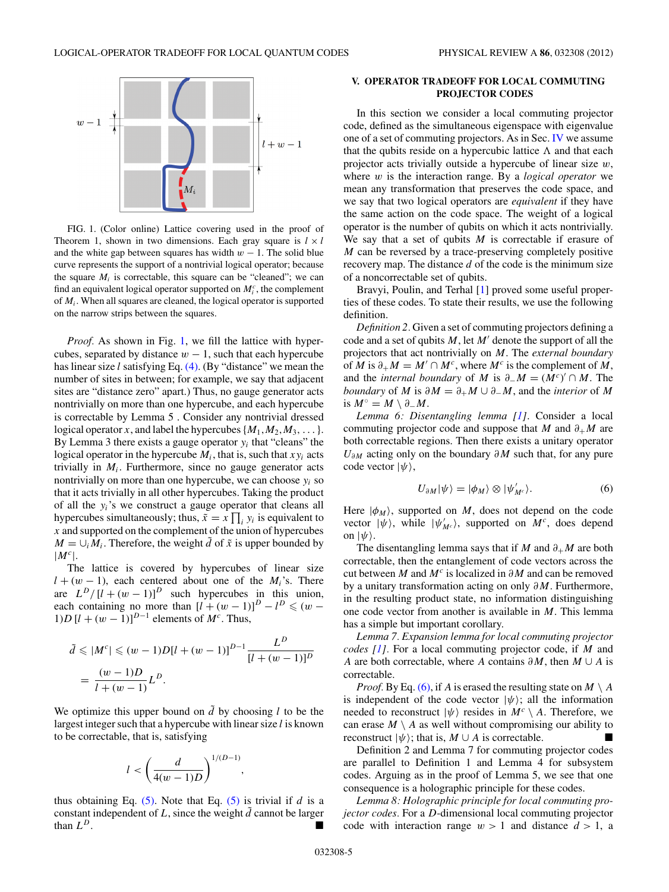FIG. 1. (Color online) Lattice covering used in the proof of Theorem 1, shown in two dimensions. Each gray square is $l \times l$ and the white gap between squares has width $w-1$. The solid blue curve represents the support of a nontrivial logical operator; because the square $M_i$ is correctable, this square can be "cleaned"; we can find an equivalent logical operator supported on $M_i^c$, the complement of $M_i$. When all squares are cleaned, the logical operator is supported on the narrow strips between the squares.

*Proof.* As shown in Fig. 1, we fill the lattice with hypercubes, separated by distance $w-1$, such that each hypercube has linear size $l$ satisfying Eq. (4). (By "distance" we mean the number of sites in between; for example, we say that adjacent sites are "distance zero" apart.) Thus, no gauge generator acts nontrivially on more than one hypercube, and each hypercube is correctable by Lemma 5 . Consider any nontrivial dressed logical operator $x$, and label the hypercubes $\{M_1, M_2, M_3, \dots\}$. By Lemma 3 there exists a gauge operator $y_i$ that "cleans" the logical operator in the hypercube $M_i$, that is, such that $xy_i$ acts trivially in $M_i$. Furthermore, since no gauge generator acts nontrivially on more than one hypercube, we can choose $y_i$ so that it acts trivially in all other hypercubes. Taking the product of all the $y_i$'s we construct a gauge operator that cleans all hypercubes simultaneously; thus, $\tilde{x} = x\prod_i y_i$ is equivalent to $x$ and supported on the complement of the union of hypercubes $M = \cup_i M_i$. Therefore, the weight $\tilde{d}$ of $\tilde{x}$ is upper bounded by $|M^c|$.

The lattice is covered by hypercubes of linear size $l+(w-1)$, each centered about one of the $M_i$'s. There are $L^D/[l+(w-1)]^D$ such hypercubes in this union, each containing no more than $[l+(w-1)]^D - l^D \leqslant (w-1)D\,[l+(w-1)]^{D-1}$ elements of $M^c$. Thus,

$$\tilde{d} \leqslant |M^c| \leqslant (w-1)D[l+(w-1)]^{D-1}\frac{L^D}{[l+(w-1)]^D}$$
$$= \frac{(w-1)D}{l+(w-1)}L^D.$$

We optimize this upper bound on $\tilde{d}$ by choosing $l$ to be the largest integer such that a hypercube with linear size $l$ is known to be correctable, that is, satisfying

$$l < \left(\frac{d}{4(w-1)D}\right)^{1/(D-1)},$$

thus obtaining Eq. (5). Note that Eq. (5) is trivial if $d$ is a constant independent of $L$, since the weight $\tilde{d}$ cannot be larger than $L^D$. ■

## V. OPERATOR TRADEOFF FOR LOCAL COMMUTING PROJECTOR CODES

In this section we consider a local commuting projector code, defined as the simultaneous eigenspace with eigenvalue one of a set of commuting projectors. As in Sec. IV we assume that the qubits reside on a hypercubic lattice $\Lambda$ and that each projector acts trivially outside a hypercube of linear size $w$, where $w$ is the interaction range. By a *logical operator* we mean any transformation that preserves the code space, and we say that two logical operators are *equivalent* if they have the same action on the code space. The weight of a logical operator is the number of qubits on which it acts nontrivially. We say that a set of qubits $M$ is correctable if erasure of $M$ can be reversed by a trace-preserving completely positive recovery map. The distance $d$ of the code is the minimum size of a noncorrectable set of qubits.

Bravyi, Poulin, and Terhal [1] proved some useful properties of these codes. To state their results, we use the following definition.

*Definition 2.* Given a set of commuting projectors defining a code and a set of qubits $M$, let $M'$ denote the support of all the projectors that act nontrivially on $M$. The *external boundary* of $M$ is $\partial_+ M = M' \cap M^c$, where $M^c$ is the complement of $M$, and the *internal boundary* of $M$ is $\partial_- M = (M^c)' \cap M$. The *boundary* of $M$ is $\partial M = \partial_+ M \cup \partial_- M$, and the *interior* of $M$ is $M^\circ = M \setminus \partial_- M$.

*Lemma 6: Disentangling lemma [1].* Consider a local commuting projector code and suppose that $M$ and $\partial_+ M$ are both correctable regions. Then there exists a unitary operator $U_{\partial M}$ acting only on the boundary $\partial M$ such that, for any pure code vector $|\psi\rangle$,

$$U_{\partial M}|\psi\rangle = |\phi_M\rangle \otimes |\psi'_{M^c}\rangle. \tag{6}$$

Here $|\phi_M\rangle$, supported on $M$, does not depend on the code vector $|\psi\rangle$, while $|\psi'_{M^c}\rangle$, supported on $M^c$, does depend on $|\psi\rangle$.

The disentangling lemma says that if $M$ and $\partial_+ M$ are both correctable, then the entanglement of code vectors across the cut between $M$ and $M^c$ is localized in $\partial M$ and can be removed by a unitary transformation acting on only $\partial M$. Furthermore, in the resulting product state, no information distinguishing one code vector from another is available in $M$. This lemma has a simple but important corollary.

*Lemma 7. Expansion lemma for local commuting projector codes [1].* For a local commuting projector code, if $M$ and $A$ are both correctable, where $A$ contains $\partial M$, then $M \cup A$ is correctable.

*Proof.* By Eq. (6), if $A$ is erased the resulting state on $M \setminus A$ is independent of the code vector $|\psi\rangle$; all the information needed to reconstruct $|\psi\rangle$ resides in $M^c \setminus A$. Therefore, we can erase $M \setminus A$ as well without compromising our ability to reconstruct $|\psi\rangle$; that is, $M \cup A$ is correctable. ■

Definition 2 and Lemma 7 for commuting projector codes are parallel to Definition 1 and Lemma 4 for subsystem codes. Arguing as in the proof of Lemma 5, we see that one consequence is a holographic principle for these codes.

*Lemma 8: Holographic principle for local commuting projector codes.* For a $D$-dimensional local commuting projector code with interaction range $w > 1$ and distance $d > 1$, a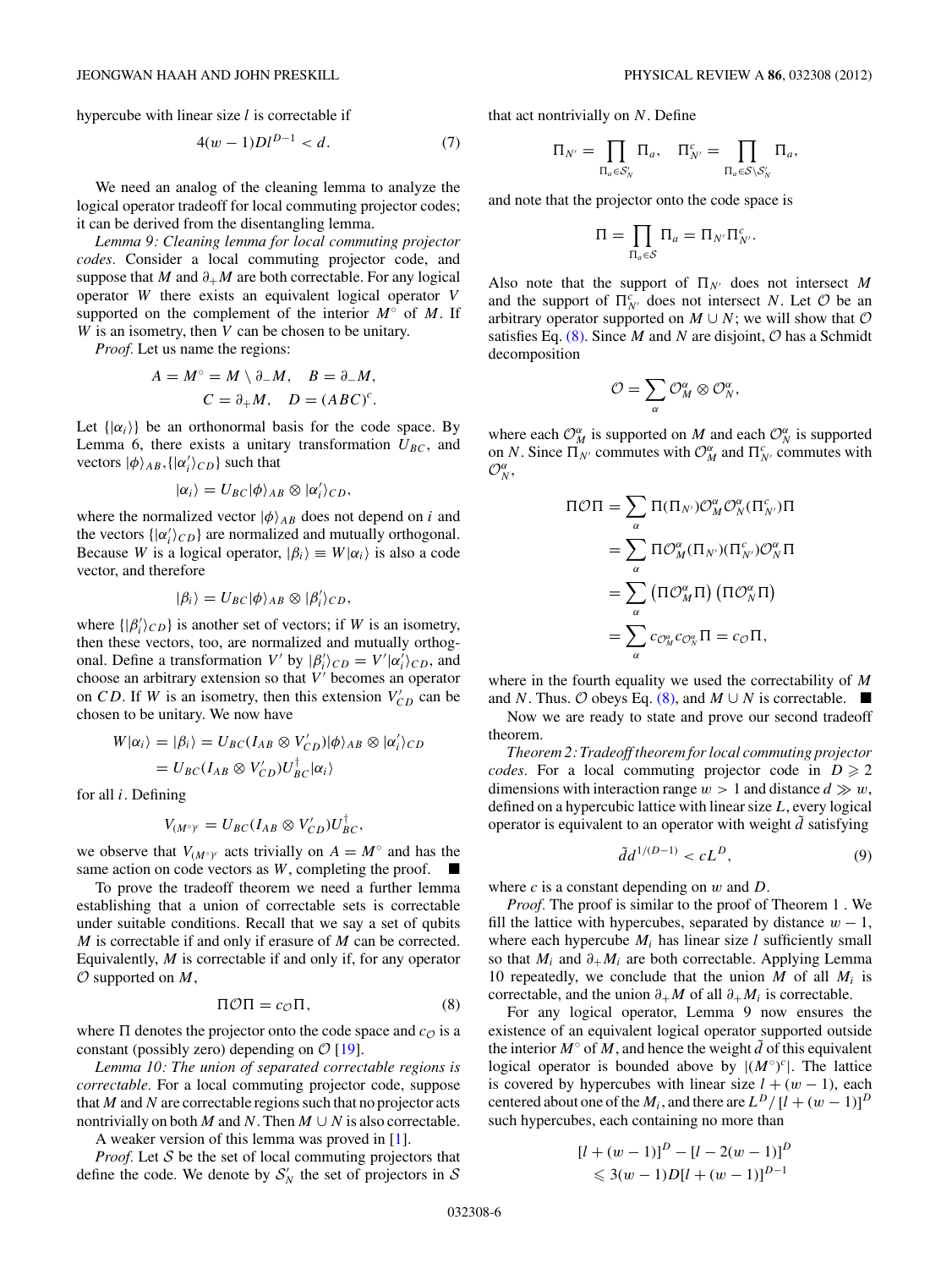hypercube with linear size $l$ is correctable if

$$4(w-1)Dl^{D-1} < d. \tag{7}$$

We need an analog of the cleaning lemma to analyze the logical operator tradeoff for local commuting projector codes; it can be derived from the disentangling lemma.

*Lemma 9: Cleaning lemma for local commuting projector codes.* Consider a local commuting projector code, and suppose that $M$ and $\partial_+ M$ are both correctable. For any logical operator $W$ there exists an equivalent logical operator $V$ supported on the complement of the interior $M^\circ$ of $M$. If $W$ is an isometry, then $V$ can be chosen to be unitary.

*Proof.* Let us name the regions:

$$A = M^\circ = M \setminus \partial_- M, \quad B = \partial_- M,$$
$$C = \partial_+ M, \quad D = (ABC)^c.$$

Let $\{|\alpha_i\rangle\}$ be an orthonormal basis for the code space. By Lemma 6, there exists a unitary transformation $U_{BC}$, and vectors $|\phi\rangle_{AB}, \{|\alpha_i'\rangle_{CD}\}$ such that

$$|\alpha_i\rangle = U_{BC}|\phi\rangle_{AB} \otimes |\alpha_i'\rangle_{CD},$$

where the normalized vector $|\phi\rangle_{AB}$ does not depend on $i$ and the vectors $\{|\alpha_i'\rangle_{CD}\}$ are normalized and mutually orthogonal. Because $W$ is a logical operator, $|\beta_i\rangle \equiv W|\alpha_i\rangle$ is also a code vector, and therefore

$$|\beta_i\rangle = U_{BC}|\phi\rangle_{AB} \otimes |\beta_i'\rangle_{CD},$$

where $\{|\beta_i'\rangle_{CD}\}$ is another set of vectors; if $W$ is an isometry, then these vectors, too, are normalized and mutually orthogonal. Define a transformation $V'$ by $|\beta_i'\rangle_{CD} = V'|\alpha_i'\rangle_{CD}$, and choose an arbitrary extension so that $V'$ becomes an operator on $CD$. If $W$ is an isometry, then this extension $V'_{CD}$ can be chosen to be unitary. We now have

$$W|\alpha_i\rangle = |\beta_i\rangle = U_{BC}(I_{AB} \otimes V'_{CD})|\phi\rangle_{AB} \otimes |\alpha_i'\rangle_{CD}$$
$$= U_{BC}(I_{AB} \otimes V'_{CD})U_{BC}^\dagger |\alpha_i\rangle$$

for all $i$. Defining

$$V_{(M^\circ)^c} = U_{BC}(I_{AB} \otimes V'_{CD})U_{BC}^\dagger,$$

we observe that $V_{(M^\circ)^c}$ acts trivially on $A = M^\circ$ and has the same action on code vectors as $W$, completing the proof. ■

To prove the tradeoff theorem we need a further lemma establishing that a union of correctable sets is correctable under suitable conditions. Recall that we say a set of qubits $M$ is correctable if and only if erasure of $M$ can be corrected. Equivalently, $M$ is correctable if and only if, for any operator $\mathcal{O}$ supported on $M$,

$$\Pi \mathcal{O} \Pi = c_{\mathcal{O}} \Pi, \tag{8}$$

where $\Pi$ denotes the projector onto the code space and $c_{\mathcal{O}}$ is a constant (possibly zero) depending on $\mathcal{O}$ [19].

*Lemma 10: The union of separated correctable regions is correctable.* For a local commuting projector code, suppose that $M$ and $N$ are correctable regions such that no projector acts nontrivially on both $M$ and $N$. Then $M \cup N$ is also correctable.

A weaker version of this lemma was proved in [1].

*Proof.* Let $\mathcal{S}$ be the set of local commuting projectors that define the code. We denote by $\mathcal{S}_N'$ the set of projectors in $\mathcal{S}$ that act nontrivially on $N$. Define

$$\Pi_{N'} = \prod_{\Pi_a \in \mathcal{S}_N'} \Pi_a, \quad \Pi_{N'}^c = \prod_{\Pi_a \in \mathcal{S} \setminus \mathcal{S}_N'} \Pi_a,$$

and note that the projector onto the code space is

$$\Pi = \prod_{\Pi_a \in \mathcal{S}} \Pi_a = \Pi_{N'} \Pi_{N'}^c.$$

Also note that the support of $\Pi_{N'}$ does not intersect $M$ and the support of $\Pi_{N'}^c$ does not intersect $N$. Let $\mathcal{O}$ be an arbitrary operator supported on $M \cup N$; we will show that $\mathcal{O}$ satisfies Eq. (8). Since $M$ and $N$ are disjoint, $\mathcal{O}$ has a Schmidt decomposition

$$\mathcal{O} = \sum_\alpha \mathcal{O}_M^\alpha \otimes \mathcal{O}_N^\alpha,$$

where each $\mathcal{O}_M^\alpha$ is supported on $M$ and each $\mathcal{O}_N^\alpha$ is supported on $N$. Since $\Pi_{N'}$ commutes with $\mathcal{O}_M^\alpha$ and $\Pi_{N'}^c$ commutes with $\mathcal{O}_N^\alpha$,

$$\begin{aligned}
\Pi \mathcal{O} \Pi &= \sum_\alpha \Pi(\Pi_{N'})\mathcal{O}_M^\alpha \mathcal{O}_N^\alpha (\Pi_{N'}^c)\Pi \\
&= \sum_\alpha \Pi \mathcal{O}_M^\alpha (\Pi_{N'})(\Pi_{N'}^c)\mathcal{O}_N^\alpha \Pi \\
&= \sum_\alpha \left(\Pi \mathcal{O}_M^\alpha \Pi\right)\left(\Pi \mathcal{O}_N^\alpha \Pi\right) \\
&= \sum_\alpha c_{\mathcal{O}_M^\alpha} c_{\mathcal{O}_N^\alpha} \Pi = c_{\mathcal{O}} \Pi,
\end{aligned}$$

where in the fourth equality we used the correctability of $M$ and $N$. Thus, $\mathcal{O}$ obeys Eq. (8), and $M \cup N$ is correctable. ■

Now we are ready to state and prove our second tradeoff theorem.

*Theorem 2: Tradeoff theorem for local commuting projector codes.* For a local commuting projector code in $D \geqslant 2$ dimensions with interaction range $w > 1$ and distance $d \gg w$, defined on a hypercubic lattice with linear size $L$, every logical operator is equivalent to an operator with weight $\tilde{d}$ satisfying

$$\tilde{d} d^{1/(D-1)} < cL^D, \tag{9}$$

where $c$ is a constant depending on $w$ and $D$.

*Proof.* The proof is similar to the proof of Theorem 1 . We fill the lattice with hypercubes, separated by distance $w-1$, where each hypercube $M_i$ has linear size $l$ sufficiently small so that $M_i$ and $\partial_+ M_i$ are both correctable. Applying Lemma 10 repeatedly, we conclude that the union $M$ of all $M_i$ is correctable, and the union $\partial_+ M$ of all $\partial_+ M_i$ is correctable.

For any logical operator, Lemma 9 now ensures the existence of an equivalent logical operator supported outside the interior $M^\circ$ of $M$, and hence the weight $\tilde{d}$ of this equivalent logical operator is bounded above by $|(M^\circ)^c|$. The lattice is covered by hypercubes with linear size $l + (w-1)$, each centered about one of the $M_i$, and there are $L^D / [l + (w-1)]^D$ such hypercubes, each containing no more than

$$[l + (w-1)]^D - [l - 2(w-1)]^D$$
$$\leqslant 3(w-1)D[l + (w-1)]^{D-1}$$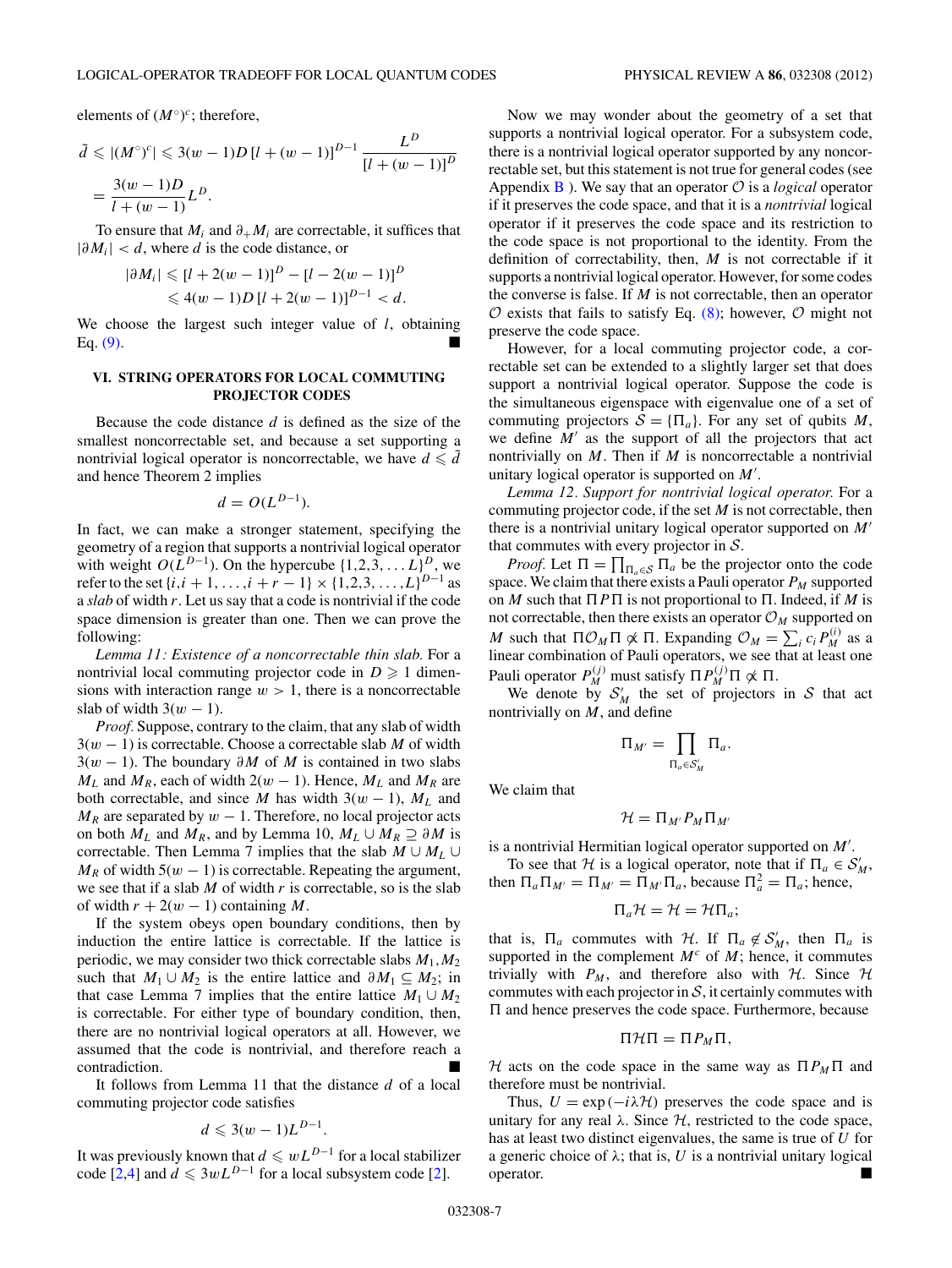elements of $(M^\circ)^c$; therefore,

$$\tilde{d} \leqslant |(M^\circ)^c| \leqslant 3(w-1)D\,[l+(w-1)]^{D-1}\,\frac{L^D}{[l+(w-1)]^D}$$
$$= \frac{3(w-1)D}{l+(w-1)}L^D.$$

To ensure that $M_i$ and $\partial_+ M_i$ are correctable, it suffices that $|\partial M_i| < d$, where $d$ is the code distance, or

$$|\partial M_i| \leqslant [l+2(w-1)]^D - [l-2(w-1)]^D$$
$$\leqslant 4(w-1)D\,[l+2(w-1)]^{D-1} < d.$$

We choose the largest such integer value of $l$, obtaining Eq. (9). ■

## VI. STRING OPERATORS FOR LOCAL COMMUTING PROJECTOR CODES

Because the code distance $d$ is defined as the size of the smallest noncorrectable set, and because a set supporting a nontrivial logical operator is noncorrectable, we have $d \leqslant \tilde{d}$ and hence Theorem 2 implies

$$d = O(L^{D-1}).$$

In fact, we can make a stronger statement, specifying the geometry of a region that supports a nontrivial logical operator with weight $O(L^{D-1})$. On the hypercube $\{1,2,3,\ldots L\}^D$, we refer to the set $\{i, i+1, \ldots, i+r-1\} \times \{1,2,3,\ldots,L\}^{D-1}$ as a *slab* of width $r$. Let us say that a code is nontrivial if the code space dimension is greater than one. Then we can prove the following:

*Lemma 11: Existence of a noncorrectable thin slab.* For a nontrivial local commuting projector code in $D \geqslant 1$ dimensions with interaction range $w > 1$, there is a noncorrectable slab of width $3(w-1)$.

*Proof.* Suppose, contrary to the claim, that any slab of width $3(w-1)$ is correctable. Choose a correctable slab $M$ of width $3(w-1)$. The boundary $\partial M$ of $M$ is contained in two slabs $M_L$ and $M_R$, each of width $2(w-1)$. Hence, $M_L$ and $M_R$ are both correctable, and since $M$ has width $3(w-1)$, $M_L$ and $M_R$ are separated by $w-1$. Therefore, no local projector acts on both $M_L$ and $M_R$, and by Lemma 10, $M_L \cup M_R \supseteq \partial M$ is correctable. Then Lemma 7 implies that the slab $M \cup M_L \cup M_R$ of width $5(w-1)$ is correctable. Repeating the argument, we see that if a slab $M$ of width $r$ is correctable, so is the slab of width $r + 2(w-1)$ containing $M$.

If the system obeys open boundary conditions, then by induction the entire lattice is correctable. If the lattice is periodic, we may consider two thick correctable slabs $M_1, M_2$ such that $M_1 \cup M_2$ is the entire lattice and $\partial M_1 \subseteq M_2$; in that case Lemma 7 implies that the entire lattice $M_1 \cup M_2$ is correctable. For either type of boundary condition, then, there are no nontrivial logical operators at all. However, we assumed that the code is nontrivial, and therefore reach a contradiction. ■

It follows from Lemma 11 that the distance $d$ of a local commuting projector code satisfies

$$d \leqslant 3(w-1)L^{D-1}.$$

It was previously known that $d \leqslant wL^{D-1}$ for a local stabilizer code [2,4] and $d \leqslant 3wL^{D-1}$ for a local subsystem code [2].

Now we may wonder about the geometry of a set that supports a nontrivial logical operator. For a subsystem code, there is a nontrivial logical operator supported by any noncorrectable set, but this statement is not true for general codes (see Appendix B). We say that an operator $\mathcal{O}$ is a *logical* operator if it preserves the code space, and that it is a *nontrivial* logical operator if it preserves the code space and its restriction to the code space is not proportional to the identity. From the definition of correctability, then, $M$ is not correctable if it supports a nontrivial logical operator. However, for some codes the converse is false. If $M$ is not correctable, then an operator $\mathcal{O}$ exists that fails to satisfy Eq. (8); however, $\mathcal{O}$ might not preserve the code space.

However, for a local commuting projector code, a correctable set can be extended to a slightly larger set that does support a nontrivial logical operator. Suppose the code is the simultaneous eigenspace with eigenvalue one of a set of commuting projectors $\mathcal{S} = \{\Pi_a\}$. For any set of qubits $M$, we define $M'$ as the support of all the projectors that act nontrivially on $M$. Then if $M$ is noncorrectable a nontrivial unitary logical operator is supported on $M'$.

*Lemma 12. Support for nontrivial logical operator.* For a commuting projector code, if the set $M$ is not correctable, then there is a nontrivial unitary logical operator supported on $M'$ that commutes with every projector in $\mathcal{S}$.

*Proof.* Let $\Pi = \prod_{\Pi_a \in \mathcal{S}} \Pi_a$ be the projector onto the code space. We claim that there exists a Pauli operator $P_M$ supported on $M$ such that $\Pi P \Pi$ is not proportional to $\Pi$. Indeed, if $M$ is not correctable, then there exists an operator $\mathcal{O}_M$ supported on $M$ such that $\Pi \mathcal{O}_M \Pi \not\propto \Pi$. Expanding $\mathcal{O}_M = \sum_i c_i P_M^{(i)}$ as a linear combination of Pauli operators, we see that at least one Pauli operator $P_M^{(j)}$ must satisfy $\Pi P_M^{(j)} \Pi \not\propto \Pi$.

We denote by $\mathcal{S}'_M$ the set of projectors in $\mathcal{S}$ that act nontrivially on $M$, and define

$$\Pi_{M'} = \prod_{\Pi_a \in \mathcal{S}'_M} \Pi_a.$$

We claim that

$$\mathcal{H} = \Pi_{M'} P_M \Pi_{M'}$$

is a nontrivial Hermitian logical operator supported on $M'$.

To see that $\mathcal{H}$ is a logical operator, note that if $\Pi_a \in \mathcal{S}'_M$, then $\Pi_a \Pi_{M'} = \Pi_{M'} = \Pi_{M'} \Pi_a$, because $\Pi_a^2 = \Pi_a$; hence,

$$\Pi_a \mathcal{H} = \mathcal{H} = \mathcal{H} \Pi_a;$$

that is, $\Pi_a$ commutes with $\mathcal{H}$. If $\Pi_a \notin \mathcal{S}'_M$, then $\Pi_a$ is supported in the complement $M^c$ of $M$; hence, it commutes trivially with $P_M$, and therefore also with $\mathcal{H}$. Since $\mathcal{H}$ commutes with each projector in $\mathcal{S}$, it certainly commutes with $\Pi$ and hence preserves the code space. Furthermore, because

$$\Pi \mathcal{H} \Pi = \Pi P_M \Pi,$$

$\mathcal{H}$ acts on the code space in the same way as $\Pi P_M \Pi$ and therefore must be nontrivial.

Thus, $U = \exp(-i\lambda \mathcal{H})$ preserves the code space and is unitary for any real $\lambda$. Since $\mathcal{H}$, restricted to the code space, has at least two distinct eigenvalues, the same is true of $U$ for a generic choice of $\lambda$; that is, $U$ is a nontrivial unitary logical operator. ■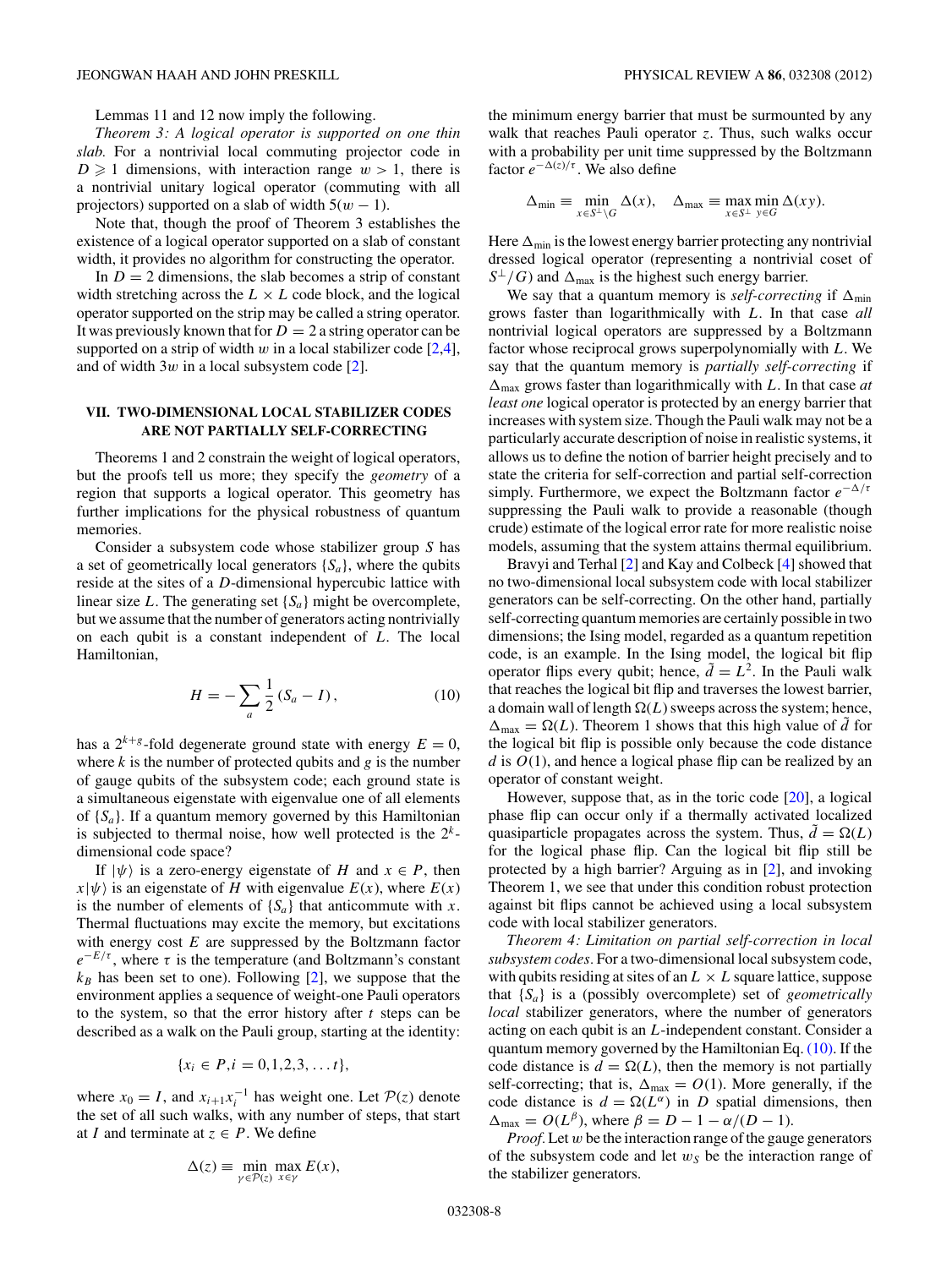Lemmas 11 and 12 now imply the following.

*Theorem 3: A logical operator is supported on one thin slab.* For a nontrivial local commuting projector code in $D \geqslant 1$ dimensions, with interaction range $w > 1$, there is a nontrivial unitary logical operator (commuting with all projectors) supported on a slab of width $5(w-1)$.

Note that, though the proof of Theorem 3 establishes the existence of a logical operator supported on a slab of constant width, it provides no algorithm for constructing the operator.

In $D = 2$ dimensions, the slab becomes a strip of constant width stretching across the $L \times L$ code block, and the logical operator supported on the strip may be called a string operator. It was previously known that for $D = 2$ a string operator can be supported on a strip of width $w$ in a local stabilizer code [2,4], and of width $3w$ in a local subsystem code [2].

## VII. TWO-DIMENSIONAL LOCAL STABILIZER CODES ARE NOT PARTIALLY SELF-CORRECTING

Theorems 1 and 2 constrain the weight of logical operators, but the proofs tell us more; they specify the *geometry* of a region that supports a logical operator. This geometry has further implications for the physical robustness of quantum memories.

Consider a subsystem code whose stabilizer group $S$ has a set of geometrically local generators $\{S_a\}$, where the qubits reside at the sites of a $D$-dimensional hypercubic lattice with linear size $L$. The generating set $\{S_a\}$ might be overcomplete, but we assume that the number of generators acting nontrivially on each qubit is a constant independent of $L$. The local Hamiltonian,

$$H = -\sum_a \frac{1}{2}(S_a - I), \tag{10}$$

has a $2^{k+g}$-fold degenerate ground state with energy $E = 0$, where $k$ is the number of protected qubits and $g$ is the number of gauge qubits of the subsystem code; each ground state is a simultaneous eigenstate with eigenvalue one of all elements of $\{S_a\}$. If a quantum memory governed by this Hamiltonian is subjected to thermal noise, how well protected is the $2^k$-dimensional code space?

If $|\psi\rangle$ is a zero-energy eigenstate of $H$ and $x \in P$, then $x|\psi\rangle$ is an eigenstate of $H$ with eigenvalue $E(x)$, where $E(x)$ is the number of elements of $\{S_a\}$ that anticommute with $x$. Thermal fluctuations may excite the memory, but excitations with energy cost $E$ are suppressed by the Boltzmann factor $e^{-E/\tau}$, where $\tau$ is the temperature (and Boltzmann's constant $k_B$ has been set to one). Following [2], we suppose that the environment applies a sequence of weight-one Pauli operators to the system, so that the error history after $t$ steps can be described as a walk on the Pauli group, starting at the identity:

$$\{x_i \in P, i = 0,1,2,3,\ldots t\},$$

where $x_0 = I$, and $x_{i+1}x_i^{-1}$ has weight one. Let $\mathcal{P}(z)$ denote the set of all such walks, with any number of steps, that start at $I$ and terminate at $z \in P$. We define

$$\Delta(z) \equiv \min_{\gamma \in \mathcal{P}(z)} \max_{x \in \gamma} E(x),$$

the minimum energy barrier that must be surmounted by any walk that reaches Pauli operator $z$. Thus, such walks occur with a probability per unit time suppressed by the Boltzmann factor $e^{-\Delta(z)/\tau}$. We also define

$$\Delta_{\min} \equiv \min_{x \in S^\perp \setminus G} \Delta(x), \quad \Delta_{\max} \equiv \max_{x \in S^\perp} \min_{y \in G} \Delta(xy).$$

Here $\Delta_{\min}$ is the lowest energy barrier protecting any nontrivial dressed logical operator (representing a nontrivial coset of $S^\perp/G$) and $\Delta_{\max}$ is the highest such energy barrier.

We say that a quantum memory is *self-correcting* if $\Delta_{\min}$ grows faster than logarithmically with $L$. In that case *all* nontrivial logical operators are suppressed by a Boltzmann factor whose reciprocal grows superpolynomially with $L$. We say that the quantum memory is *partially self-correcting* if $\Delta_{\max}$ grows faster than logarithmically with $L$. In that case *at least one* logical operator is protected by an energy barrier that increases with system size. Though the Pauli walk may not be a particularly accurate description of noise in realistic systems, it allows us to define the notion of barrier height precisely and to state the criteria for self-correction and partial self-correction simply. Furthermore, we expect the Boltzmann factor $e^{-\Delta/\tau}$ suppressing the Pauli walk to provide a reasonable (though crude) estimate of the logical error rate for more realistic noise models, assuming that the system attains thermal equilibrium.

Bravyi and Terhal [2] and Kay and Colbeck [4] showed that no two-dimensional local subsystem code with local stabilizer generators can be self-correcting. On the other hand, partially self-correcting quantum memories are certainly possible in two dimensions; the Ising model, regarded as a quantum repetition code, is an example. In the Ising model, the logical bit flip operator flips every qubit; hence, $\tilde{d} = L^2$. In the Pauli walk that reaches the logical bit flip and traverses the lowest barrier, a domain wall of length $\Omega(L)$ sweeps across the system; hence, $\Delta_{\max} = \Omega(L)$. Theorem 1 shows that this high value of $\tilde{d}$ for the logical bit flip is possible only because the code distance $d$ is $O(1)$, and hence a logical phase flip can be realized by an operator of constant weight.

However, suppose that, as in the toric code [20], a logical phase flip can occur only if a thermally activated localized quasiparticle propagates across the system. Thus, $\tilde{d} = \Omega(L)$ for the logical phase flip. Can the logical bit flip still be protected by a high barrier? Arguing as in [2], and invoking Theorem 1, we see that under this condition robust protection against bit flips cannot be achieved using a local subsystem code with local stabilizer generators.

*Theorem 4: Limitation on partial self-correction in local subsystem codes.* For a two-dimensional local subsystem code, with qubits residing at sites of an $L \times L$ square lattice, suppose that $\{S_a\}$ is a (possibly overcomplete) set of *geometrically local* stabilizer generators, where the number of generators acting on each qubit is an $L$-independent constant. Consider a quantum memory governed by the Hamiltonian Eq. (10). If the code distance is $d = \Omega(L)$, then the memory is not partially self-correcting; that is, $\Delta_{\max} = O(1)$. More generally, if the code distance is $d = \Omega(L^\alpha)$ in $D$ spatial dimensions, then $\Delta_{\max} = O(L^\beta)$, where $\beta = D - 1 - \alpha/(D-1)$.

*Proof.* Let $w$ be the interaction range of the gauge generators of the subsystem code and let $w_S$ be the interaction range of the stabilizer generators.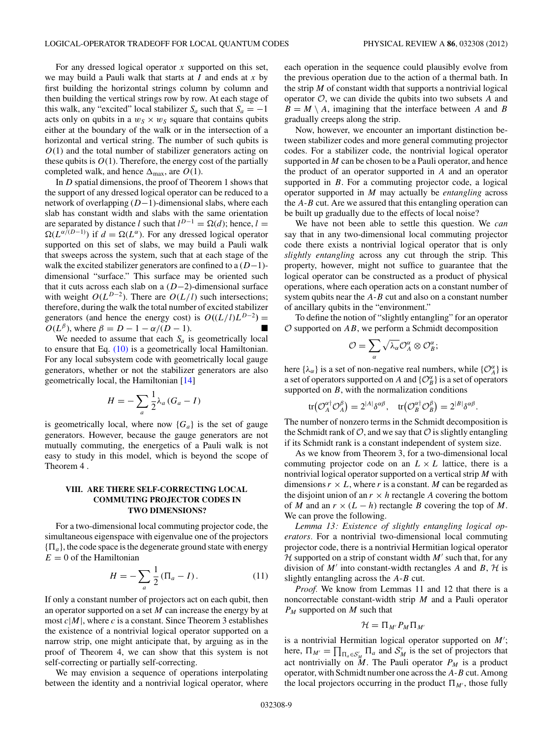For any dressed logical operator $x$ supported on this set, we may build a Pauli walk that starts at $I$ and ends at $x$ by first building the horizontal strings column by column and then building the vertical strings row by row. At each stage of this walk, any "excited" local stabilizer $S_a$ such that $S_a = -1$ acts only on qubits in a $w_S \times w_S$ square that contains qubits either at the boundary of the walk or in the intersection of a horizontal and vertical string. The number of such qubits is $O(1)$ and the total number of stabilizer generators acting on these qubits is $O(1)$. Therefore, the energy cost of the partially completed walk, and hence $\Delta_{\max}$, are $O(1)$.

In $D$ spatial dimensions, the proof of Theorem 1 shows that the support of any dressed logical operator can be reduced to a network of overlapping $(D-1)$-dimensional slabs, where each slab has constant width and slabs with the same orientation are separated by distance $l$ such that $l^{D-1} = \Omega(d)$; hence, $l = \Omega(L^{\alpha/(D-1)})$ if $d = \Omega(L^{\alpha})$. For any dressed logical operator supported on this set of slabs, we may build a Pauli walk that sweeps across the system, such that at each stage of the walk the excited stabilizer generators are confined to a $(D-1)$-dimensional "surface." This surface may be oriented such that it cuts across each slab on a $(D-2)$-dimensional surface with weight $O(L^{D-2})$. There are $O(L/l)$ such intersections; therefore, during the walk the total number of excited stabilizer generators (and hence the energy cost) is $O((L/l)L^{D-2}) = O(L^{\beta})$, where $\beta = D - 1 - \alpha/(D-1)$. ■

We needed to assume that each $S_a$ is geometrically local to ensure that Eq. (10) is a geometrically local Hamiltonian. For any local subsystem code with geometrically local gauge generators, whether or not the stabilizer generators are also geometrically local, the Hamiltonian [14]

$$H = -\sum_a \frac{1}{2}\lambda_a (G_a - I)$$

is geometrically local, where now $\{G_a\}$ is the set of gauge generators. However, because the gauge generators are not mutually commuting, the energetics of a Pauli walk is not easy to study in this model, which is beyond the scope of Theorem 4 .

## VIII. ARE THERE SELF-CORRECTING LOCAL COMMUTING PROJECTOR CODES IN TWO DIMENSIONS?

For a two-dimensional local commuting projector code, the simultaneous eigenspace with eigenvalue one of the projectors $\{\Pi_a\}$, the code space is the degenerate ground state with energy $E = 0$ of the Hamiltonian

$$H = -\sum_a \frac{1}{2}(\Pi_a - I). \quad (11)$$

If only a constant number of projectors act on each qubit, then an operator supported on a set $M$ can increase the energy by at most $c|M|$, where $c$ is a constant. Since Theorem 3 establishes the existence of a nontrivial logical operator supported on a narrow strip, one might anticipate that, by arguing as in the proof of Theorem 4, we can show that this system is not self-correcting or partially self-correcting.

We may envision a sequence of operations interpolating between the identity and a nontrivial logical operator, where each operation in the sequence could plausibly evolve from the previous operation due to the action of a thermal bath. In the strip $M$ of constant width that supports a nontrivial logical operator $\mathcal{O}$, we can divide the qubits into two subsets $A$ and $B = M \setminus A$, imagining that the interface between $A$ and $B$ gradually creeps along the strip.

Now, however, we encounter an important distinction between stabilizer codes and more general commuting projector codes. For a stabilizer code, the nontrivial logical operator supported in $M$ can be chosen to be a Pauli operator, and hence the product of an operator supported in $A$ and an operator supported in $B$. For a commuting projector code, a logical operator supported in $M$ may actually be *entangling* across the $A$-$B$ cut. Are we assured that this entangling operation can be built up gradually due to the effects of local noise?

We have not been able to settle this question. We *can* say that in any two-dimensional local commuting projector code there exists a nontrivial logical operator that is only *slightly entangling* across any cut through the strip. This property, however, might not suffice to guarantee that the logical operator can be constructed as a product of physical operations, where each operation acts on a constant number of system qubits near the $A$-$B$ cut and also on a constant number of ancillary qubits in the "environment."

To define the notion of "slightly entangling" for an operator $\mathcal{O}$ supported on $AB$, we perform a Schmidt decomposition

$$\mathcal{O} = \sum_\alpha \sqrt{\lambda_\alpha}\, \mathcal{O}_A^\alpha \otimes \mathcal{O}_B^\alpha;$$

here $\{\lambda_\alpha\}$ is a set of non-negative real numbers, while $\{\mathcal{O}_A^\alpha\}$ is a set of operators supported on $A$ and $\{\mathcal{O}_B^\alpha\}$ is a set of operators supported on $B$, with the normalization conditions

$$\mathrm{tr}\big(\mathcal{O}_A^{\alpha\dagger}\mathcal{O}_A^\beta\big) = 2^{|A|}\delta^{\alpha\beta}, \quad \mathrm{tr}\big(\mathcal{O}_B^{\alpha\dagger}\mathcal{O}_B^\beta\big) = 2^{|B|}\delta^{\alpha\beta}.$$

The number of nonzero terms in the Schmidt decomposition is the Schmidt rank of $\mathcal{O}$, and we say that $\mathcal{O}$ is slightly entangling if its Schmidt rank is a constant independent of system size.

As we know from Theorem 3, for a two-dimensional local commuting projector code on an $L \times L$ lattice, there is a nontrivial logical operator supported on a vertical strip $M$ with dimensions $r \times L$, where $r$ is a constant. $M$ can be regarded as the disjoint union of an $r \times h$ rectangle $A$ covering the bottom of $M$ and an $r \times (L-h)$ rectangle $B$ covering the top of $M$. We can prove the following.

*Lemma 13: Existence of slightly entangling logical operators.* For a nontrivial two-dimensional local commuting projector code, there is a nontrivial Hermitian logical operator $\mathcal{H}$ supported on a strip of constant width $M'$ such that, for any division of $M'$ into constant-width rectangles $A$ and $B$, $\mathcal{H}$ is slightly entangling across the $A$-$B$ cut.

*Proof.* We know from Lemmas 11 and 12 that there is a noncorrectable constant-width strip $M$ and a Pauli operator $P_M$ supported on $M$ such that

$$\mathcal{H} = \Pi_{M'} P_M \Pi_{M'}$$

is a nontrivial Hermitian logical operator supported on $M'$; here, $\Pi_{M'} = \prod_{\Pi_a \in \mathcal{S}'_M} \Pi_a$ and $\mathcal{S}'_M$ is the set of projectors that act nontrivially on $M$. The Pauli operator $P_M$ is a product operator, with Schmidt number one across the $A$-$B$ cut. Among the local projectors occurring in the product $\Pi_{M'}$, those fully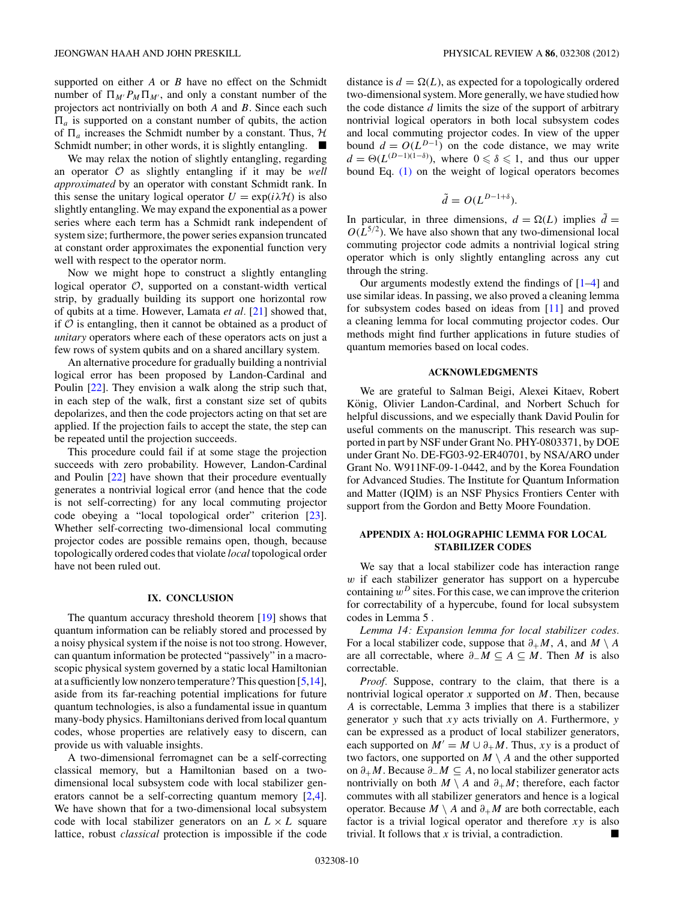supported on either $A$ or $B$ have no effect on the Schmidt number of $\Pi_{M'} P_M \Pi_{M'}$, and only a constant number of the projectors act nontrivially on both $A$ and $B$. Since each such $\Pi_a$ is supported on a constant number of qubits, the action of $\Pi_a$ increases the Schmidt number by a constant. Thus, $\mathcal{H}$ Schmidt number; in other words, it is slightly entangling. ■

We may relax the notion of slightly entangling, regarding an operator $\mathcal{O}$ as slightly entangling if it may be *well approximated* by an operator with constant Schmidt rank. In this sense the unitary logical operator $U = \exp(i\lambda\mathcal{H})$ is also slightly entangling. We may expand the exponential as a power series where each term has a Schmidt rank independent of system size; furthermore, the power series expansion truncated at constant order approximates the exponential function very well with respect to the operator norm.

Now we might hope to construct a slightly entangling logical operator $\mathcal{O}$, supported on a constant-width vertical strip, by gradually building its support one horizontal row of qubits at a time. However, Lamata *et al.* [21] showed that, if $\mathcal{O}$ is entangling, then it cannot be obtained as a product of *unitary* operators where each of these operators acts on just a few rows of system qubits and on a shared ancillary system.

An alternative procedure for gradually building a nontrivial logical error has been proposed by Landon-Cardinal and Poulin [22]. They envision a walk along the strip such that, in each step of the walk, first a constant size set of qubits depolarizes, and then the code projectors acting on that set are applied. If the projection fails to accept the state, the step can be repeated until the projection succeeds.

This procedure could fail if at some stage the projection succeeds with zero probability. However, Landon-Cardinal and Poulin [22] have shown that their procedure eventually generates a nontrivial logical error (and hence that the code is not self-correcting) for any local commuting projector code obeying a "local topological order" criterion [23]. Whether self-correcting two-dimensional local commuting projector codes are possible remains open, though, because topologically ordered codes that violate *local* topological order have not been ruled out.

## IX. CONCLUSION

The quantum accuracy threshold theorem [19] shows that quantum information can be reliably stored and processed by a noisy physical system if the noise is not too strong. However, can quantum information be protected "passively" in a macroscopic physical system governed by a static local Hamiltonian at a sufficiently low nonzero temperature? This question [5,14], aside from its far-reaching potential implications for future quantum technologies, is also a fundamental issue in quantum many-body physics. Hamiltonians derived from local quantum codes, whose properties are relatively easy to discern, can provide us with valuable insights.

A two-dimensional ferromagnet can be a self-correcting classical memory, but a Hamiltonian based on a two-dimensional local subsystem code with local stabilizer generators cannot be a self-correcting quantum memory [2,4]. We have shown that for a two-dimensional local subsystem code with local stabilizer generators on an $L \times L$ square lattice, robust *classical* protection is impossible if the code distance is $d = \Omega(L)$, as expected for a topologically ordered two-dimensional system. More generally, we have studied how the code distance $d$ limits the size of the support of arbitrary nontrivial logical operators in both local subsystem codes and local commuting projector codes. In view of the upper bound $d = O(L^{D-1})$ on the code distance, we may write $d = \Theta(L^{(D-1)(1-\delta)})$, where $0 \leqslant \delta \leqslant 1$, and thus our upper bound Eq. (1) on the weight of logical operators becomes

$$\tilde{d} = O(L^{D-1+\delta}).$$

In particular, in three dimensions, $d = \Omega(L)$ implies $\tilde{d} = O(L^{5/2})$. We have also shown that any two-dimensional local commuting projector code admits a nontrivial logical string operator which is only slightly entangling across any cut through the string.

Our arguments modestly extend the findings of [1–4] and use similar ideas. In passing, we also proved a cleaning lemma for subsystem codes based on ideas from [11] and proved a cleaning lemma for local commuting projector codes. Our methods might find further applications in future studies of quantum memories based on local codes.

## ACKNOWLEDGMENTS

We are grateful to Salman Beigi, Alexei Kitaev, Robert König, Olivier Landon-Cardinal, and Norbert Schuch for helpful discussions, and we especially thank David Poulin for useful comments on the manuscript. This research was supported in part by NSF under Grant No. PHY-0803371, by DOE under Grant No. DE-FG03-92-ER40701, by NSA/ARO under Grant No. W911NF-09-1-0442, and by the Korea Foundation for Advanced Studies. The Institute for Quantum Information and Matter (IQIM) is an NSF Physics Frontiers Center with support from the Gordon and Betty Moore Foundation.

## APPENDIX A: HOLOGRAPHIC LEMMA FOR LOCAL STABILIZER CODES

We say that a local stabilizer code has interaction range $w$ if each stabilizer generator has support on a hypercube containing $w^D$ sites. For this case, we can improve the criterion for correctability of a hypercube, found for local subsystem codes in Lemma 5 .

*Lemma 14: Expansion lemma for local stabilizer codes.* For a local stabilizer code, suppose that $\partial_+ M$, $A$, and $M \setminus A$ are all correctable, where $\partial_- M \subseteq A \subseteq M$. Then $M$ is also correctable.

*Proof.* Suppose, contrary to the claim, that there is a nontrivial logical operator $x$ supported on $M$. Then, because $A$ is correctable, Lemma 3 implies that there is a stabilizer generator $y$ such that $xy$ acts trivially on $A$. Furthermore, $y$ can be expressed as a product of local stabilizer generators, each supported on $M' = M \cup \partial_+ M$. Thus, $xy$ is a product of two factors, one supported on $M \setminus A$ and the other supported on $\partial_+ M$. Because $\partial_- M \subseteq A$, no local stabilizer generator acts nontrivially on both $M \setminus A$ and $\partial_+ M$; therefore, each factor commutes with all stabilizer generators and hence is a logical operator. Because $M \setminus A$ and $\partial_+ M$ are both correctable, each factor is a trivial logical operator and therefore $xy$ is also trivial. It follows that $x$ is trivial, a contradiction. ■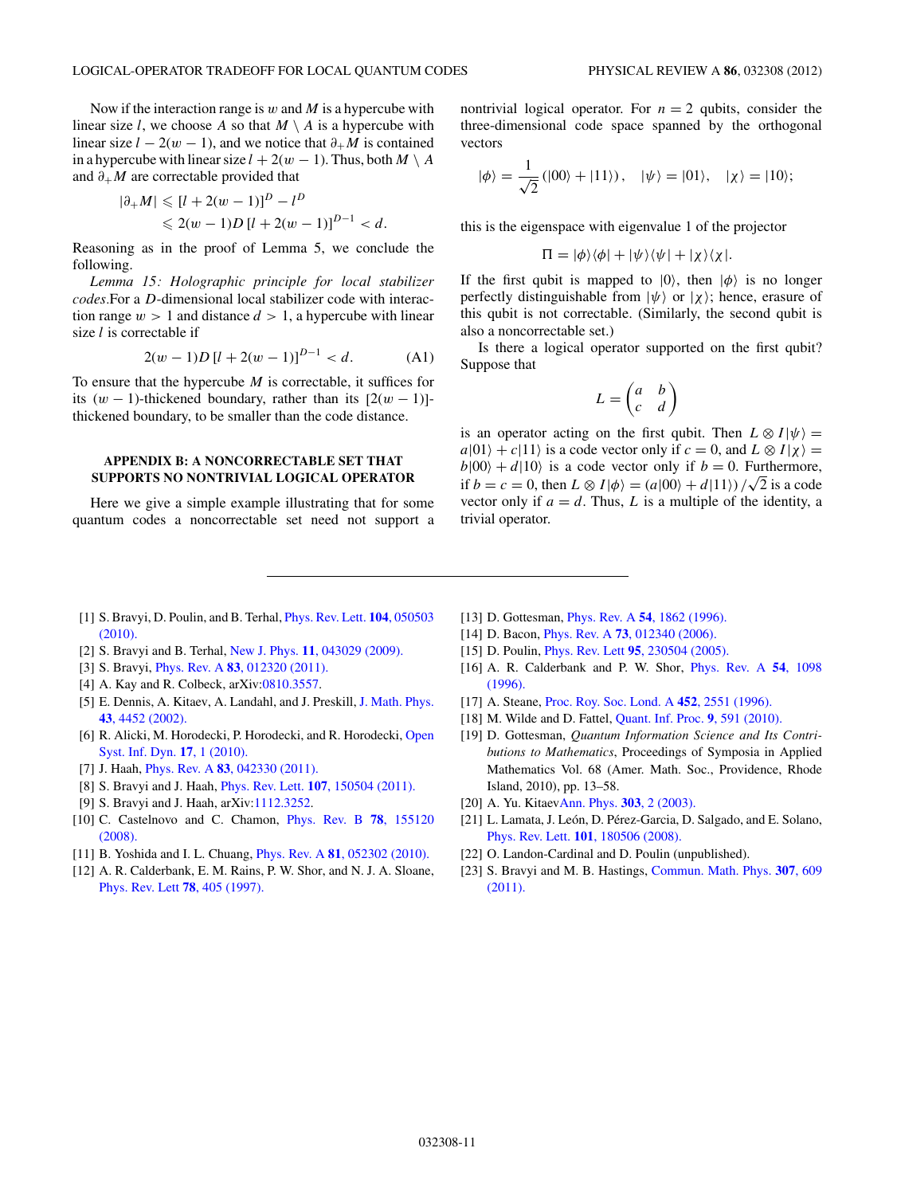Now if the interaction range is $w$ and $M$ is a hypercube with linear size $l$, we choose $A$ so that $M \setminus A$ is a hypercube with linear size $l - 2(w-1)$, and we notice that $\partial_+ M$ is contained in a hypercube with linear size $l + 2(w-1)$. Thus, both $M \setminus A$ and $\partial_+ M$ are correctable provided that

$$
\begin{aligned}
|\partial_+ M| &\leqslant [l + 2(w-1)]^D - l^D \\
&\leqslant 2(w-1)D\,[l + 2(w-1)]^{D-1} < d.
\end{aligned}
$$

Reasoning as in the proof of Lemma 5, we conclude the following.

*Lemma 15: Holographic principle for local stabilizer codes.* For a $D$-dimensional local stabilizer code with interaction range $w > 1$ and distance $d > 1$, a hypercube with linear size $l$ is correctable if

$$
2(w-1)D\,[l + 2(w-1)]^{D-1} < d. \tag{A1}
$$

To ensure that the hypercube $M$ is correctable, it suffices for its $(w-1)$-thickened boundary, rather than its $[2(w-1)]$-thickened boundary, to be smaller than the code distance.

## APPENDIX B: A NONCORRECTABLE SET THAT SUPPORTS NO NONTRIVIAL LOGICAL OPERATOR

Here we give a simple example illustrating that for some quantum codes a noncorrectable set need not support a nontrivial logical operator. For $n = 2$ qubits, consider the three-dimensional code space spanned by the orthogonal vectors

$$
|\phi\rangle = \frac{1}{\sqrt{2}}\left(|00\rangle + |11\rangle\right), \quad |\psi\rangle = |01\rangle, \quad |\chi\rangle = |10\rangle;
$$

this is the eigenspace with eigenvalue 1 of the projector

$$
\Pi = |\phi\rangle\langle\phi| + |\psi\rangle\langle\psi| + |\chi\rangle\langle\chi|.
$$

If the first qubit is mapped to $|0\rangle$, then $|\phi\rangle$ is no longer perfectly distinguishable from $|\psi\rangle$ or $|\chi\rangle$; hence, erasure of this qubit is not correctable. (Similarly, the second qubit is also a noncorrectable set.)

Is there a logical operator supported on the first qubit? Suppose that

$$
L = \begin{pmatrix} a & b \\ c & d \end{pmatrix}
$$

is an operator acting on the first qubit. Then $L \otimes I|\psi\rangle = a|01\rangle + c|11\rangle$ is a code vector only if $c = 0$, and $L \otimes I|\chi\rangle = b|00\rangle + d|10\rangle$ is a code vector only if $b = 0$. Furthermore, if $b = c = 0$, then $L \otimes I|\phi\rangle = (a|00\rangle + d|11\rangle)/\sqrt{2}$ is a code vector only if $a = d$. Thus, $L$ is a multiple of the identity, a trivial operator.

---

[1] S. Bravyi, D. Poulin, and B. Terhal, Phys. Rev. Lett. **104**, 050503 (2010).

[2] S. Bravyi and B. Terhal, New J. Phys. **11**, 043029 (2009).

[3] S. Bravyi, Phys. Rev. A **83**, 012320 (2011).

[4] A. Kay and R. Colbeck, arXiv:0810.3557.

[5] E. Dennis, A. Kitaev, A. Landahl, and J. Preskill, J. Math. Phys. **43**, 4452 (2002).

[6] R. Alicki, M. Horodecki, P. Horodecki, and R. Horodecki, Open Syst. Inf. Dyn. **17**, 1 (2010).

[7] J. Haah, Phys. Rev. A **83**, 042330 (2011).

[8] S. Bravyi and J. Haah, Phys. Rev. Lett. **107**, 150504 (2011).

[9] S. Bravyi and J. Haah, arXiv:1112.3252.

[10] C. Castelnovo and C. Chamon, Phys. Rev. B **78**, 155120 (2008).

[11] B. Yoshida and I. L. Chuang, Phys. Rev. A **81**, 052302 (2010).

[12] A. R. Calderbank, E. M. Rains, P. W. Shor, and N. J. A. Sloane, Phys. Rev. Lett **78**, 405 (1997).

[13] D. Gottesman, Phys. Rev. A **54**, 1862 (1996).

[14] D. Bacon, Phys. Rev. A **73**, 012340 (2006).

[15] D. Poulin, Phys. Rev. Lett **95**, 230504 (2005).

[16] A. R. Calderbank and P. W. Shor, Phys. Rev. A **54**, 1098 (1996).

[17] A. Steane, Proc. Roy. Soc. Lond. A **452**, 2551 (1996).

[18] M. Wilde and D. Fattel, Quant. Inf. Proc. **9**, 591 (2010).

[19] D. Gottesman, *Quantum Information Science and Its Contributions to Mathematics*, Proceedings of Symposia in Applied Mathematics Vol. 68 (Amer. Math. Soc., Providence, Rhode Island, 2010), pp. 13–58.

[20] A. Yu. KitaevAnn. Phys. **303**, 2 (2003).

[21] L. Lamata, J. León, D. Pérez-Garcia, D. Salgado, and E. Solano, Phys. Rev. Lett. **101**, 180506 (2008).

[22] O. Landon-Cardinal and D. Poulin (unpublished).

[23] S. Bravyi and M. B. Hastings, Commun. Math. Phys. **307**, 609 (2011).